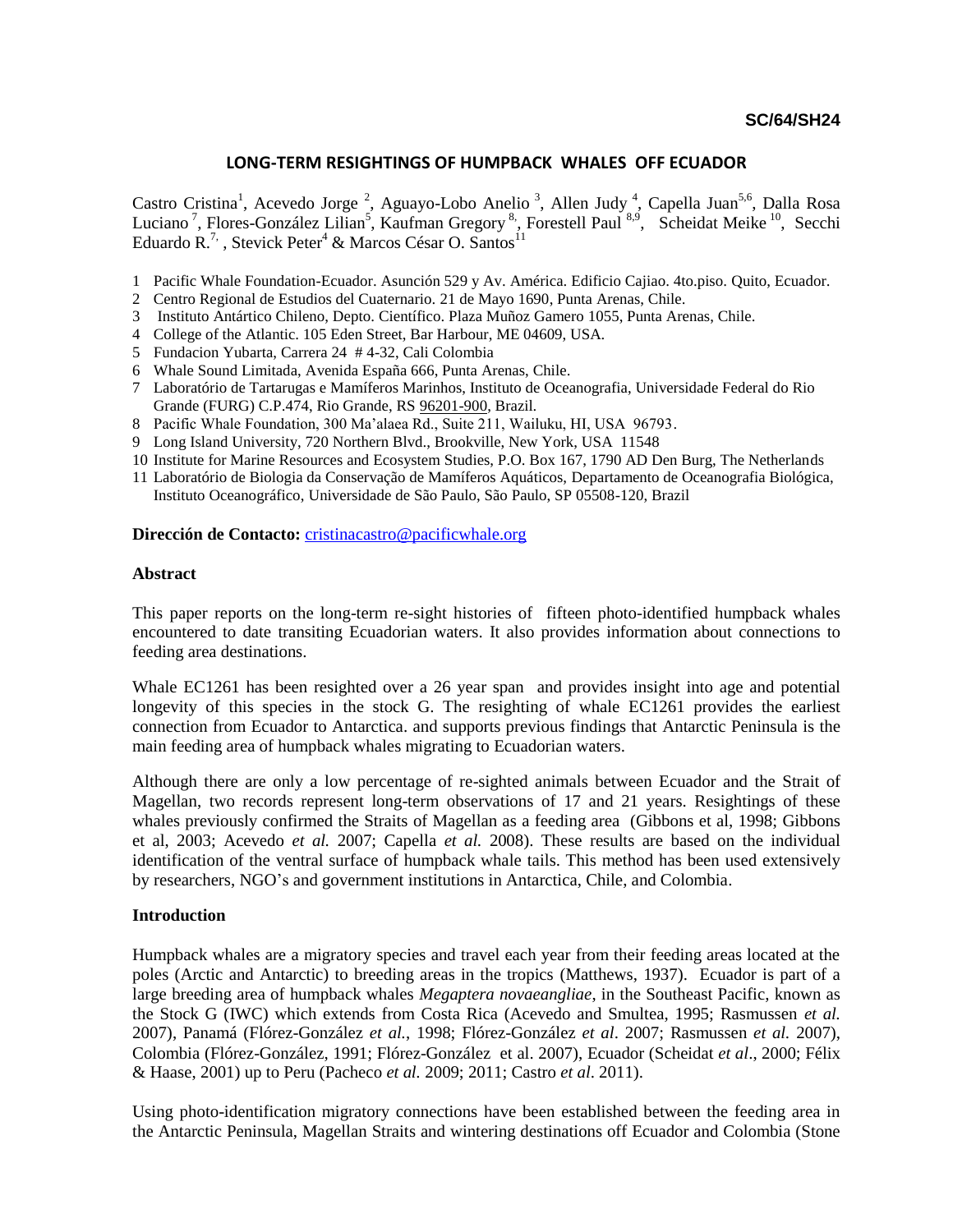SC/64/SH24

# LONG-TERM RESIGHTINGS OF HUMPBACK WHALES OFF ECUADOR

Castro Cristina[1], Acevedo Jorge [2], Aguayo-Lobo Anelio [3], Allen Judy [4], Capella Juan[5,6], Dalla Rosa Luciano [7], Flores-González Lilian[5], Kaufman Gregory [8], Forestell Paul [8,9], Scheidat Meike [10], Secchi Eduardo R.[7], Stevick Peter[4] & Marcos César O. Santos[11]

1 Pacific Whale Foundation-Ecuador. Asunción 529 y Av. América. Edificio Cajiao. 4to.piso. Quito, Ecuador.
2 Centro Regional de Estudios del Cuaternario. 21 de Mayo 1690, Punta Arenas, Chile.
3 Instituto Antártico Chileno, Depto. Científico. Plaza Muñoz Gamero 1055, Punta Arenas, Chile.
4 College of the Atlantic. 105 Eden Street, Bar Harbour, ME 04609, USA.
5 Fundacion Yubarta, Carrera 24 # 4-32, Cali Colombia
6 Whale Sound Limitada, Avenida España 666, Punta Arenas, Chile.
7 Laboratório de Tartarugas e Mamíferos Marinhos, Instituto de Oceanografia, Universidade Federal do Rio Grande (FURG) C.P.474, Rio Grande, RS 96201-900, Brazil.
8 Pacific Whale Foundation, 300 Ma'alaea Rd., Suite 211, Wailuku, HI, USA 96793.
9 Long Island University, 720 Northern Blvd., Brookville, New York, USA 11548
10 Institute for Marine Resources and Ecosystem Studies, P.O. Box 167, 1790 AD Den Burg, The Netherlands
11 Laboratório de Biologia da Conservação de Mamíferos Aquáticos, Departamento de Oceanografia Biológica, Instituto Oceanográfico, Universidade de São Paulo, São Paulo, SP 05508-120, Brazil

**Dirección de Contacto:** cristinacastro@pacificwhale.org

## Abstract

This paper reports on the long-term re-sight histories of fifteen photo-identified humpback whales encountered to date transiting Ecuadorian waters. It also provides information about connections to feeding area destinations.

Whale EC1261 has been resighted over a 26 year span and provides insight into age and potential longevity of this species in the stock G. The resighting of whale EC1261 provides the earliest connection from Ecuador to Antarctica. and supports previous findings that Antarctic Peninsula is the main feeding area of humpback whales migrating to Ecuadorian waters.

Although there are only a low percentage of re-sighted animals between Ecuador and the Strait of Magellan, two records represent long-term observations of 17 and 21 years. Resightings of these whales previously confirmed the Straits of Magellan as a feeding area (Gibbons et al, 1998; Gibbons et al, 2003; Acevedo *et al.* 2007; Capella *et al.* 2008). These results are based on the individual identification of the ventral surface of humpback whale tails. This method has been used extensively by researchers, NGO's and government institutions in Antarctica, Chile, and Colombia.

## Introduction

Humpback whales are a migratory species and travel each year from their feeding areas located at the poles (Arctic and Antarctic) to breeding areas in the tropics (Matthews, 1937). Ecuador is part of a large breeding area of humpback whales *Megaptera novaeangliae*, in the Southeast Pacific, known as the Stock G (IWC) which extends from Costa Rica (Acevedo and Smultea, 1995; Rasmussen *et al.* 2007), Panamá (Flórez-González *et al.*, 1998; Flórez-González *et al*. 2007; Rasmussen *et al.* 2007), Colombia (Flórez-González, 1991; Flórez-González et al. 2007), Ecuador (Scheidat *et al*., 2000; Félix & Haase, 2001) up to Peru (Pacheco *et al.* 2009; 2011; Castro *et al*. 2011).

Using photo-identification migratory connections have been established between the feeding area in the Antarctic Peninsula, Magellan Straits and wintering destinations off Ecuador and Colombia (Stone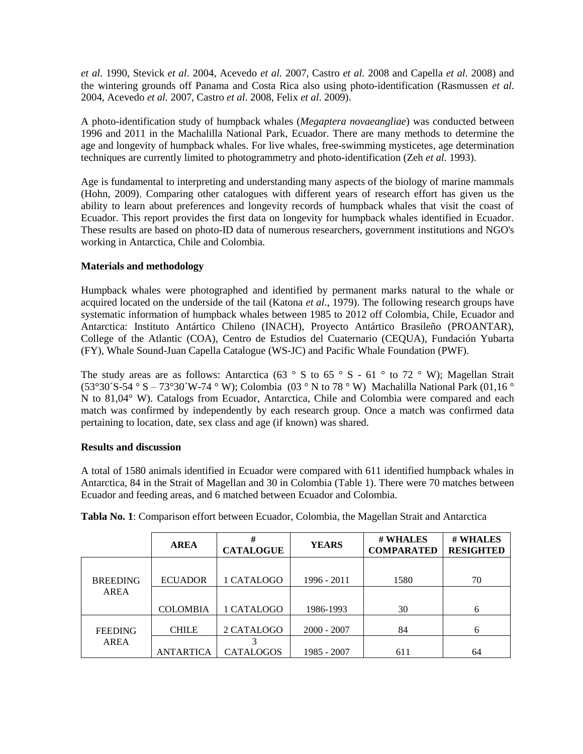*et al.* 1990, Stevick *et al*. 2004, Acevedo *et al.* 2007, Castro *et al*. 2008 and Capella *et al.* 2008) and the wintering grounds off Panama and Costa Rica also using photo-identification (Rasmussen *et al*. 2004, Acevedo *et al.* 2007, Castro *et al*. 2008, Felix *et al*. 2009).

A photo-identification study of humpback whales (*Megaptera novaeangliae*) was conducted between 1996 and 2011 in the Machalilla National Park, Ecuador. There are many methods to determine the age and longevity of humpback whales. For live whales, free-swimming mysticetes, age determination techniques are currently limited to photogrammetry and photo-identification (Zeh *et al.* 1993).

Age is fundamental to interpreting and understanding many aspects of the biology of marine mammals (Hohn, 2009). Comparing other catalogues with different years of research effort has given us the ability to learn about preferences and longevity records of humpback whales that visit the coast of Ecuador. This report provides the first data on longevity for humpback whales identified in Ecuador. These results are based on photo-ID data of numerous researchers, government institutions and NGO's working in Antarctica, Chile and Colombia.

**Materials and methodology**

Humpback whales were photographed and identified by permanent marks natural to the whale or acquired located on the underside of the tail (Katona *et al*., 1979). The following research groups have systematic information of humpback whales between 1985 to 2012 off Colombia, Chile, Ecuador and Antarctica: Instituto Antártico Chileno (INACH), Proyecto Antártico Brasileño (PROANTAR), College of the Atlantic (COA), Centro de Estudios del Cuaternario (CEQUA), Fundación Yubarta (FY), Whale Sound-Juan Capella Catalogue (WS-JC) and Pacific Whale Foundation (PWF).

The study areas are as follows: Antarctica (63 ° S to 65 ° S - 61 ° to 72 ° W); Magellan Strait (53°30´S-54 ° S – 73°30´W-74 ° W); Colombia (03 ° N to 78 ° W) Machalilla National Park (01,16 ° N to 81,04° W). Catalogs from Ecuador, Antarctica, Chile and Colombia were compared and each match was confirmed by independently by each research group. Once a match was confirmed data pertaining to location, date, sex class and age (if known) was shared.

**Results and discussion**

A total of 1580 animals identified in Ecuador were compared with 611 identified humpback whales in Antarctica, 84 in the Strait of Magellan and 30 in Colombia (Table 1). There were 70 matches between Ecuador and feeding areas, and 6 matched between Ecuador and Colombia.

**Tabla No. 1**: Comparison effort between Ecuador, Colombia, the Magellan Strait and Antarctica

| | AREA | # CATALOGUE | YEARS | # WHALES COMPARATED | # WHALES RESIGHTED |
|---|---|---|---|---|---|
| BREEDING AREA | ECUADOR | 1 CATALOGO | 1996 - 2011 | 1580 | 70 |
| | COLOMBIA | 1 CATALOGO | 1986-1993 | 30 | 6 |
| FEEDING AREA | CHILE | 2 CATALOGO | 2000 - 2007 | 84 | 6 |
| | ANTARTICA | 3 CATALOGOS | 1985 - 2007 | 611 | 64 |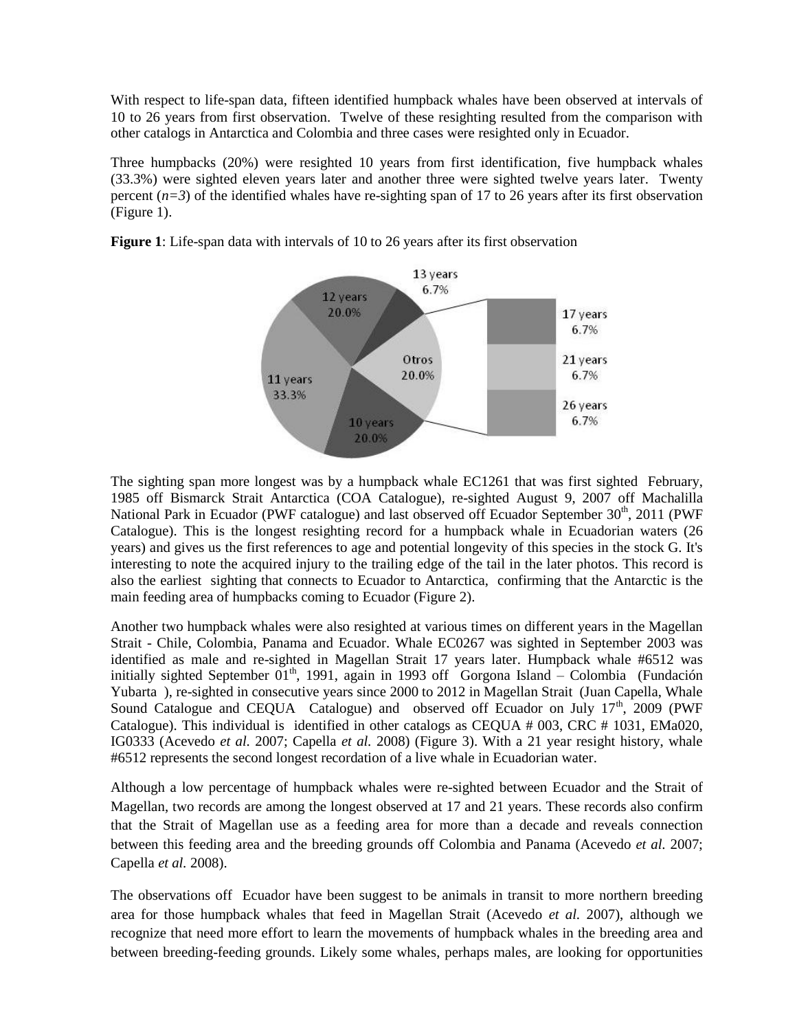With respect to life-span data, fifteen identified humpback whales have been observed at intervals of 10 to 26 years from first observation. Twelve of these resighting resulted from the comparison with other catalogs in Antarctica and Colombia and three cases were resighted only in Ecuador.

Three humpbacks (20%) were resighted 10 years from first identification, five humpback whales (33.3%) were sighted eleven years later and another three were sighted twelve years later. Twenty percent (*n=3*) of the identified whales have re-sighting span of 17 to 26 years after its first observation (Figure 1).

**Figure 1**: Life-span data with intervals of 10 to 26 years after its first observation

The sighting span more longest was by a humpback whale EC1261 that was first sighted February, 1985 off Bismarck Strait Antarctica (COA Catalogue), re-sighted August 9, 2007 off Machalilla National Park in Ecuador (PWF catalogue) and last observed off Ecuador September 30th, 2011 (PWF Catalogue). This is the longest resighting record for a humpback whale in Ecuadorian waters (26 years) and gives us the first references to age and potential longevity of this species in the stock G. It's interesting to note the acquired injury to the trailing edge of the tail in the later photos. This record is also the earliest sighting that connects to Ecuador to Antarctica, confirming that the Antarctic is the main feeding area of humpbacks coming to Ecuador (Figure 2).

Another two humpback whales were also resighted at various times on different years in the Magellan Strait - Chile, Colombia, Panama and Ecuador. Whale EC0267 was sighted in September 2003 was identified as male and re-sighted in Magellan Strait 17 years later. Humpback whale #6512 was initially sighted September 01th, 1991, again in 1993 off Gorgona Island – Colombia (Fundación Yubarta ), re-sighted in consecutive years since 2000 to 2012 in Magellan Strait (Juan Capella, Whale Sound Catalogue and CEQUA Catalogue) and observed off Ecuador on July 17th, 2009 (PWF Catalogue). This individual is identified in other catalogs as CEQUA # 003, CRC # 1031, EMa020, IG0333 (Acevedo *et al.* 2007; Capella *et al.* 2008) (Figure 3). With a 21 year resight history, whale #6512 represents the second longest recordation of a live whale in Ecuadorian water.

Although a low percentage of humpback whales were re-sighted between Ecuador and the Strait of Magellan, two records are among the longest observed at 17 and 21 years. These records also confirm that the Strait of Magellan use as a feeding area for more than a decade and reveals connection between this feeding area and the breeding grounds off Colombia and Panama (Acevedo *et al.* 2007; Capella *et al.* 2008).

The observations off Ecuador have been suggest to be animals in transit to more northern breeding area for those humpback whales that feed in Magellan Strait (Acevedo *et al.* 2007), although we recognize that need more effort to learn the movements of humpback whales in the breeding area and between breeding-feeding grounds. Likely some whales, perhaps males, are looking for opportunities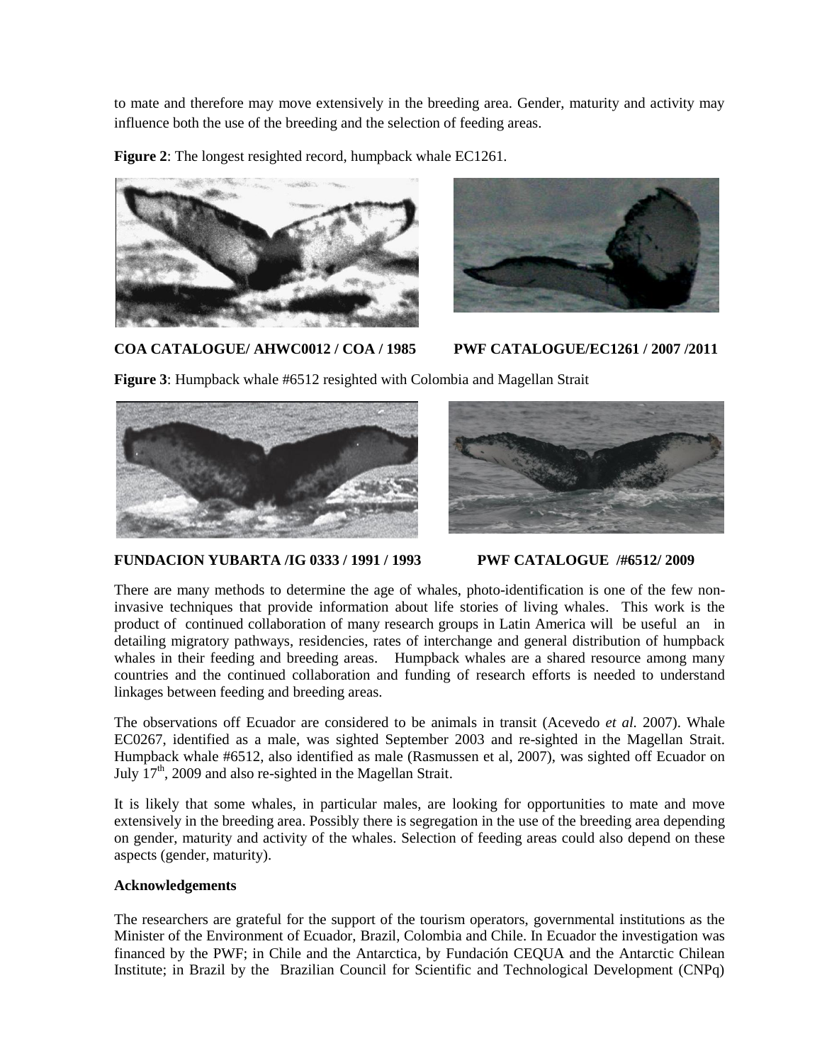to mate and therefore may move extensively in the breeding area. Gender, maturity and activity may influence both the use of the breeding and the selection of feeding areas.

**Figure 2**: The longest resighted record, humpback whale EC1261.

**COA CATALOGUE/ AHWC0012 / COA / 1985** **PWF CATALOGUE/EC1261 / 2007 /2011**

**Figure 3**: Humpback whale #6512 resighted with Colombia and Magellan Strait

**FUNDACION YUBARTA /IG 0333 / 1991 / 1993** **PWF CATALOGUE /#6512/ 2009**

There are many methods to determine the age of whales, photo-identification is one of the few non-invasive techniques that provide information about life stories of living whales. This work is the product of continued collaboration of many research groups in Latin America will be useful an in detailing migratory pathways, residencies, rates of interchange and general distribution of humpback whales in their feeding and breeding areas. Humpback whales are a shared resource among many countries and the continued collaboration and funding of research efforts is needed to understand linkages between feeding and breeding areas.

The observations off Ecuador are considered to be animals in transit (Acevedo *et al.* 2007). Whale EC0267, identified as a male, was sighted September 2003 and re-sighted in the Magellan Strait. Humpback whale #6512, also identified as male (Rasmussen et al, 2007), was sighted off Ecuador on July 17th, 2009 and also re-sighted in the Magellan Strait.

It is likely that some whales, in particular males, are looking for opportunities to mate and move extensively in the breeding area. Possibly there is segregation in the use of the breeding area depending on gender, maturity and activity of the whales. Selection of feeding areas could also depend on these aspects (gender, maturity).

**Acknowledgements**

The researchers are grateful for the support of the tourism operators, governmental institutions as the Minister of the Environment of Ecuador, Brazil, Colombia and Chile. In Ecuador the investigation was financed by the PWF; in Chile and the Antarctica, by Fundación CEQUA and the Antarctic Chilean Institute; in Brazil by the Brazilian Council for Scientific and Technological Development (CNPq)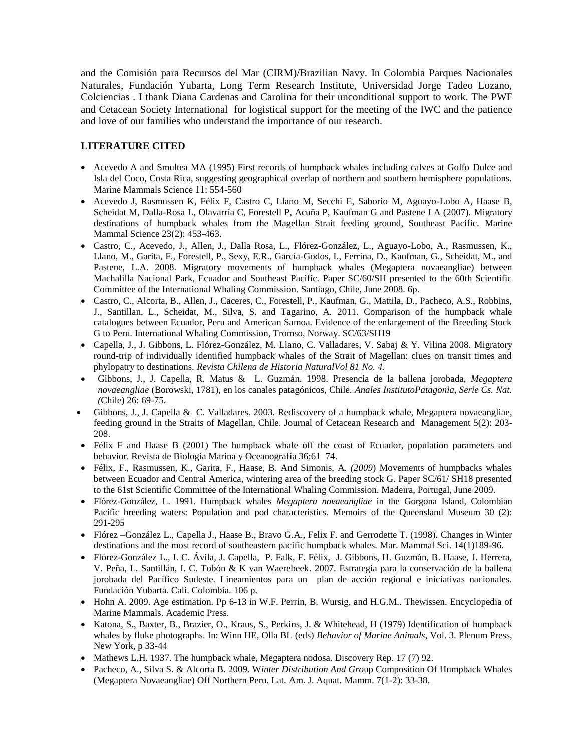and the Comisión para Recursos del Mar (CIRM)/Brazilian Navy. In Colombia Parques Nacionales Naturales, Fundación Yubarta, Long Term Research Institute, Universidad Jorge Tadeo Lozano, Colciencias . I thank Diana Cardenas and Carolina for their unconditional support to work. The PWF and Cetacean Society International for logistical support for the meeting of the IWC and the patience and love of our families who understand the importance of our research.

## LITERATURE CITED

- Acevedo A and Smultea MA (1995) First records of humpback whales including calves at Golfo Dulce and Isla del Coco, Costa Rica, suggesting geographical overlap of northern and southern hemisphere populations. Marine Mammals Science 11: 554-560
- Acevedo J, Rasmussen K, Félix F, Castro C, Llano M, Secchi E, Saborío M, Aguayo-Lobo A, Haase B, Scheidat M, Dalla-Rosa L, Olavarría C, Forestell P, Acuña P, Kaufman G and Pastene LA (2007). Migratory destinations of humpback whales from the Magellan Strait feeding ground, Southeast Pacific. Marine Mammal Science 23(2): 453-463.
- Castro, C., Acevedo, J., Allen, J., Dalla Rosa, L., Flórez-González, L., Aguayo-Lobo, A., Rasmussen, K., Llano, M., Garita, F., Forestell, P., Sexy, E.R., García-Godos, I., Ferrina, D., Kaufman, G., Scheidat, M., and Pastene, L.A. 2008. Migratory movements of humpback whales (Megaptera novaeangliae) between Machalilla Nacional Park, Ecuador and Southeast Pacific. Paper SC/60/SH presented to the 60th Scientific Committee of the International Whaling Commission. Santiago, Chile, June 2008. 6p.
- Castro, C., Alcorta, B., Allen, J., Caceres, C., Forestell, P., Kaufman, G., Mattila, D., Pacheco, A.S., Robbins, J., Santillan, L., Scheidat, M., Silva, S. and Tagarino, A. 2011. Comparison of the humpback whale catalogues between Ecuador, Peru and American Samoa. Evidence of the enlargement of the Breeding Stock G to Peru. International Whaling Commission, Tromso, Norway. SC/63/SH19
- Capella, J., J. Gibbons, L. Flórez-González, M. Llano, C. Valladares, V. Sabaj & Y. Vilina 2008. Migratory round-trip of individually identified humpback whales of the Strait of Magellan: clues on transit times and phylopatry to destinations. *Revista Chilena de Historia NaturalVol 81 No. 4.*
- Gibbons, J., J. Capella, R. Matus & L. Guzmán. 1998. Presencia de la ballena jorobada, *Megaptera novaeangliae* (Borowski, 1781), en los canales patagónicos, Chile. *Anales InstitutoPatagonia, Serie Cs. Nat. (*Chile) 26: 69-75.
- Gibbons, J., J. Capella & C. Valladares. 2003. Rediscovery of a humpback whale, Megaptera novaeangliae, feeding ground in the Straits of Magellan, Chile. Journal of Cetacean Research and Management 5(2): 203-208.
- Félix F and Haase B (2001) The humpback whale off the coast of Ecuador, population parameters and behavior. Revista de Biología Marina y Oceanografía 36:61–74.
- Félix, F., Rasmussen, K., Garita, F., Haase, B. And Simonis, A. *(2009*) Movements of humpbacks whales between Ecuador and Central America, wintering area of the breeding stock G. Paper SC/61/ SH18 presented to the 61st Scientific Committee of the International Whaling Commission. Madeira, Portugal, June 2009.
- Flórez-González, L. 1991. Humpback whales *Megaptera novaeangliae* in the Gorgona Island, Colombian Pacific breeding waters: Population and pod characteristics. Memoirs of the Queensland Museum 30 (2): 291-295
- Flórez –González L., Capella J., Haase B., Bravo G.A., Felix F. and Gerrodette T. (1998). Changes in Winter destinations and the most record of southeastern pacific humpback whales. Mar. Mammal Sci. 14(1)189-96.
- Flórez-González L., I. C. Ávila, J. Capella, P. Falk, F. Félix, J. Gibbons, H. Guzmán, B. Haase, J. Herrera, V. Peña, L. Santillán, I. C. Tobón & K van Waerebeek. 2007. Estrategia para la conservación de la ballena jorobada del Pacífico Sudeste. Lineamientos para un plan de acción regional e iniciativas nacionales. Fundación Yubarta. Cali. Colombia. 106 p.
- Hohn A. 2009. Age estimation. Pp 6-13 in W.F. Perrin, B. Wursig, and H.G.M.. Thewissen. Encyclopedia of Marine Mammals. Academic Press.
- Katona, S., Baxter, B., Brazier, O., Kraus, S., Perkins, J. & Whitehead, H (1979) Identification of humpback whales by fluke photographs. In: Winn HE, Olla BL (eds) *Behavior of Marine Animals*, Vol. 3. Plenum Press, New York, p 33-44
- Mathews L.H. 1937. The humpback whale, Megaptera nodosa. Discovery Rep. 17 (7) 92.
- Pacheco, A., Silva S. & Alcorta B. 2009. W*inter Distribution And Gro*up Composition Of Humpback Whales (Megaptera Novaeangliae) Off Northern Peru. Lat. Am. J. Aquat. Mamm. 7(1-2): 33-38.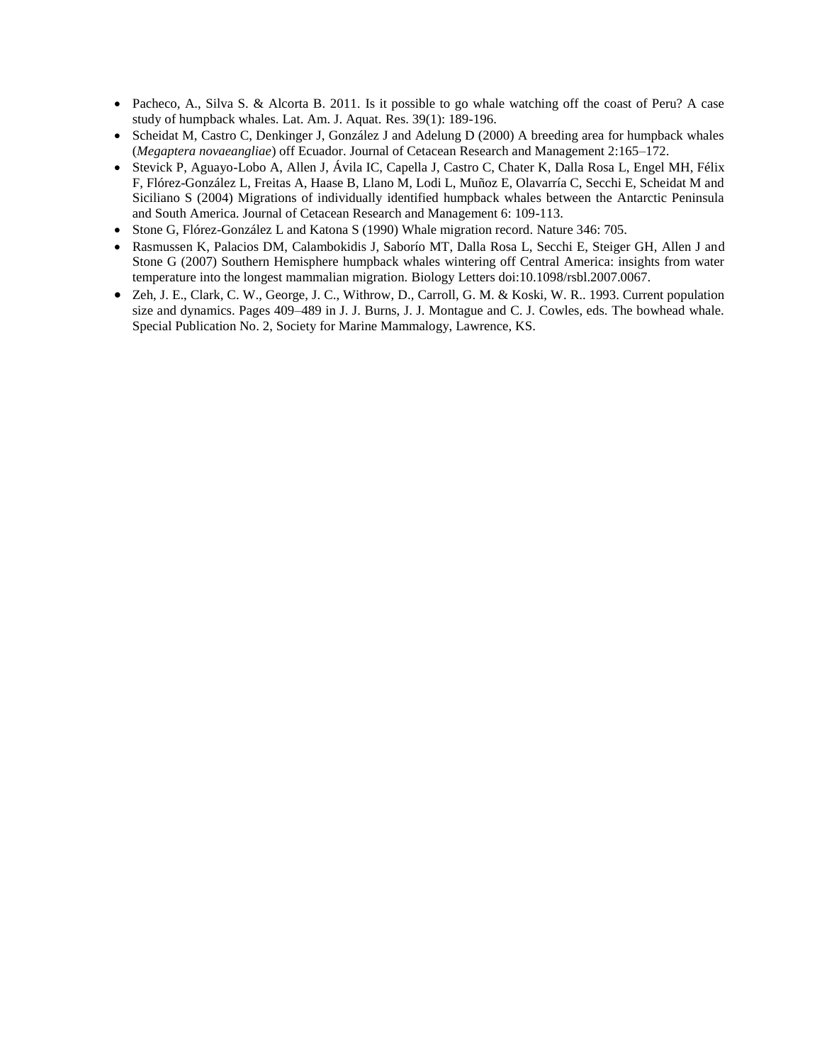- Pacheco, A., Silva S. & Alcorta B. 2011. Is it possible to go whale watching off the coast of Peru? A case study of humpback whales. Lat. Am. J. Aquat. Res. 39(1): 189-196.
- Scheidat M, Castro C, Denkinger J, González J and Adelung D (2000) A breeding area for humpback whales (*Megaptera novaeangliae*) off Ecuador. Journal of Cetacean Research and Management 2:165–172.
- Stevick P, Aguayo-Lobo A, Allen J, Ávila IC, Capella J, Castro C, Chater K, Dalla Rosa L, Engel MH, Félix F, Flórez-González L, Freitas A, Haase B, Llano M, Lodi L, Muñoz E, Olavarría C, Secchi E, Scheidat M and Siciliano S (2004) Migrations of individually identified humpback whales between the Antarctic Peninsula and South America. Journal of Cetacean Research and Management 6: 109-113.
- Stone G, Flórez-González L and Katona S (1990) Whale migration record. Nature 346: 705.
- Rasmussen K, Palacios DM, Calambokidis J, Saborío MT, Dalla Rosa L, Secchi E, Steiger GH, Allen J and Stone G (2007) Southern Hemisphere humpback whales wintering off Central America: insights from water temperature into the longest mammalian migration. Biology Letters doi:10.1098/rsbl.2007.0067.
- Zeh, J. E., Clark, C. W., George, J. C., Withrow, D., Carroll, G. M. & Koski, W. R.. 1993. Current population size and dynamics. Pages 409–489 in J. J. Burns, J. J. Montague and C. J. Cowles, eds. The bowhead whale. Special Publication No. 2, Society for Marine Mammalogy, Lawrence, KS.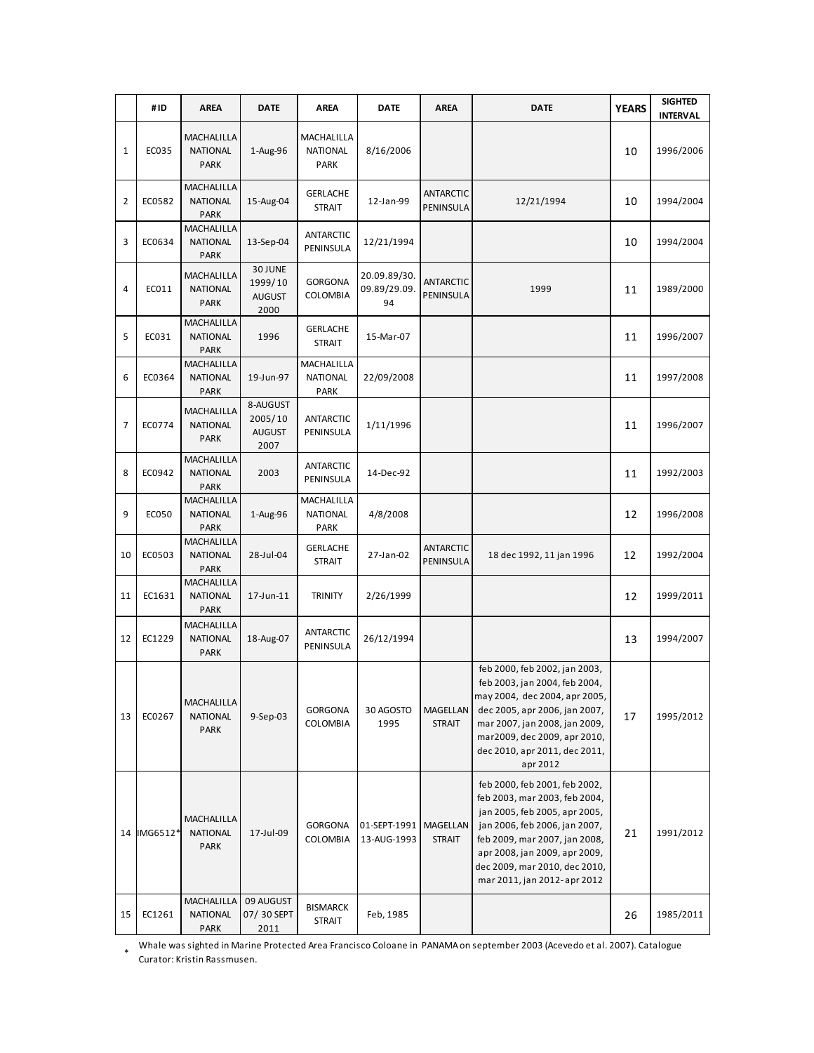| | #ID | AREA | DATE | AREA | DATE | AREA | DATE | YEARS | SIGHTED INTERVAL |
|---|---|---|---|---|---|---|---|---|---|
| 1 | EC035 | MACHALILLA NATIONAL PARK | 1-Aug-96 | MACHALILLA NATIONAL PARK | 8/16/2006 | | | 10 | 1996/2006 |
| 2 | EC0582 | MACHALILLA NATIONAL PARK | 15-Aug-04 | GERLACHE STRAIT | 12-Jan-99 | ANTARCTIC PENINSULA | 12/21/1994 | 10 | 1994/2004 |
| 3 | EC0634 | MACHALILLA NATIONAL PARK | 13-Sep-04 | ANTARCTIC PENINSULA | 12/21/1994 | | | 10 | 1994/2004 |
| 4 | EC011 | MACHALILLA NATIONAL PARK | 30 JUNE 1999/10 AUGUST 2000 | GORGONA COLOMBIA | 20.09.89/30.09.89/29.09.94 | ANTARCTIC PENINSULA | 1999 | 11 | 1989/2000 |
| 5 | EC031 | MACHALILLA NATIONAL PARK | 1996 | GERLACHE STRAIT | 15-Mar-07 | | | 11 | 1996/2007 |
| 6 | EC0364 | MACHALILLA NATIONAL PARK | 19-Jun-97 | MACHALILLA NATIONAL PARK | 22/09/2008 | | | 11 | 1997/2008 |
| 7 | EC0774 | MACHALILLA NATIONAL PARK | 8-AUGUST 2005/10 AUGUST 2007 | ANTARCTIC PENINSULA | 1/11/1996 | | | 11 | 1996/2007 |
| 8 | EC0942 | MACHALILLA NATIONAL PARK | 2003 | ANTARCTIC PENINSULA | 14-Dec-92 | | | 11 | 1992/2003 |
| 9 | EC050 | MACHALILLA NATIONAL PARK | 1-Aug-96 | MACHALILLA NATIONAL PARK | 4/8/2008 | | | 12 | 1996/2008 |
| 10 | EC0503 | MACHALILLA NATIONAL PARK | 28-Jul-04 | GERLACHE STRAIT | 27-Jan-02 | ANTARCTIC PENINSULA | 18 dec 1992, 11 jan 1996 | 12 | 1992/2004 |
| 11 | EC1631 | MACHALILLA NATIONAL PARK | 17-Jun-11 | TRINITY | 2/26/1999 | | | 12 | 1999/2011 |
| 12 | EC1229 | MACHALILLA NATIONAL PARK | 18-Aug-07 | ANTARCTIC PENINSULA | 26/12/1994 | | | 13 | 1994/2007 |
| 13 | EC0267 | MACHALILLA NATIONAL PARK | 9-Sep-03 | GORGONA COLOMBIA | 30 AGOSTO 1995 | MAGELLAN STRAIT | feb 2000, feb 2002, jan 2003, feb 2003, jan 2004, feb 2004, may 2004, dec 2004, apr 2005, dec 2005, apr 2006, jan 2007, mar 2007, jan 2008, jan 2009, mar2009, dec 2009, apr 2010, dec 2010, apr 2011, dec 2011, apr 2012 | 17 | 1995/2012 |
| 14 | IMG6512* | MACHALILLA NATIONAL PARK | 17-Jul-09 | GORGONA COLOMBIA | 01-SEPT-1991 13-AUG-1993 | MAGELLAN STRAIT | feb 2000, feb 2001, feb 2002, feb 2003, mar 2003, feb 2004, jan 2005, feb 2005, apr 2005, jan 2006, feb 2006, jan 2007, feb 2009, mar 2007, jan 2008, apr 2008, jan 2009, apr 2009, dec 2009, mar 2010, dec 2010, mar 2011, jan 2012- apr 2012 | 21 | 1991/2012 |
| 15 | EC1261 | MACHALILLA NATIONAL PARK | 09 AUGUST 07/ 30 SEPT 2011 | BISMARCK STRAIT | Feb, 1985 | | | 26 | 1985/2011 |

\* Whale was sighted in Marine Protected Area Francisco Coloane in PANAMA on september 2003 (Acevedo et al. 2007). Catalogue Curator: Kristin Rassmusen.